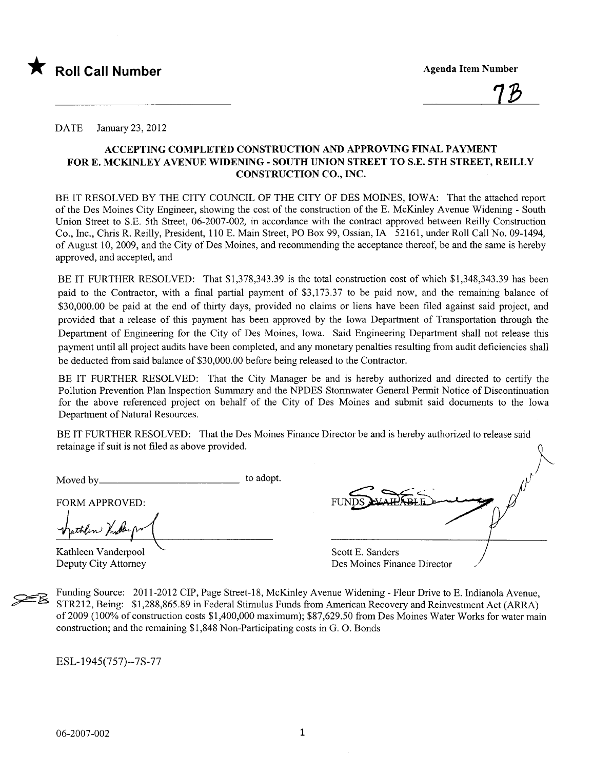★ **Roll Call Number**

**Agenda Item Number**

7B

DATE January 23, 2012

**ACCEPTING COMPLETED CONSTRUCTION AND APPROVING FINAL PAYMENT FOR E. MCKINLEY AVENUE WIDENING - SOUTH UNION STREET TO S.E. 5TH STREET, REILLY CONSTRUCTION CO., INC.**

BE IT RESOLVED BY THE CITY COUNCIL OF THE CITY OF DES MOINES, IOWA: That the attached report of the Des Moines City Engineer, showing the cost of the construction of the E. McKinley Avenue Widening - South Union Street to S.E. 5th Street, 06-2007-002, in accordance with the contract approved between Reilly Construction Co., Inc., Chris R. Reilly, President, 110 E. Main Street, PO Box 99, Ossian, IA 52161, under Roll Call No. 09-1494, of August 10, 2009, and the City of Des Moines, and recommending the acceptance thereof, be and the same is hereby approved, and accepted, and

BE IT FURTHER RESOLVED: That $1,378,343.39 is the total construction cost of which $1,348,343.39 has been paid to the Contractor, with a final partial payment of $3,173.37 to be paid now, and the remaining balance of $30,000.00 be paid at the end of thirty days, provided no claims or liens have been filed against said project, and provided that a release of this payment has been approved by the Iowa Department of Transportation through the Department of Engineering for the City of Des Moines, Iowa. Said Engineering Department shall not release this payment until all project audits have been completed, and any monetary penalties resulting from audit deficiencies shall be deducted from said balance of $30,000.00 before being released to the Contractor.

BE IT FURTHER RESOLVED: That the City Manager be and is hereby authorized and directed to certify the Pollution Prevention Plan Inspection Summary and the NPDES Stormwater General Permit Notice of Discontinuation for the above referenced project on behalf of the City of Des Moines and submit said documents to the Iowa Department of Natural Resources.

BE IT FURTHER RESOLVED: That the Des Moines Finance Director be and is hereby authorized to release said retainage if suit is not filed as above provided.

Moved by\_\_\_\_\_\_\_\_\_\_\_\_\_\_\_\_\_\_\_\_\_\_\_\_\_\_ to adopt.

FORM APPROVED:

Kathleen Vanderpool
Deputy City Attorney

FUNDS AVAILABLE

Scott E. Sanders
Des Moines Finance Director

Funding Source: 2011-2012 CIP, Page Street-18, McKinley Avenue Widening - Fleur Drive to E. Indianola Avenue, STR212, Being: $1,288,865.89 in Federal Stimulus Funds from American Recovery and Reinvestment Act (ARRA) of 2009 (100% of construction costs $1,400,000 maximum); $87,629.50 from Des Moines Water Works for water main construction; and the remaining $1,848 Non-Participating costs in G. O. Bonds

ESL-1945(757)--7S-77

06-2007-002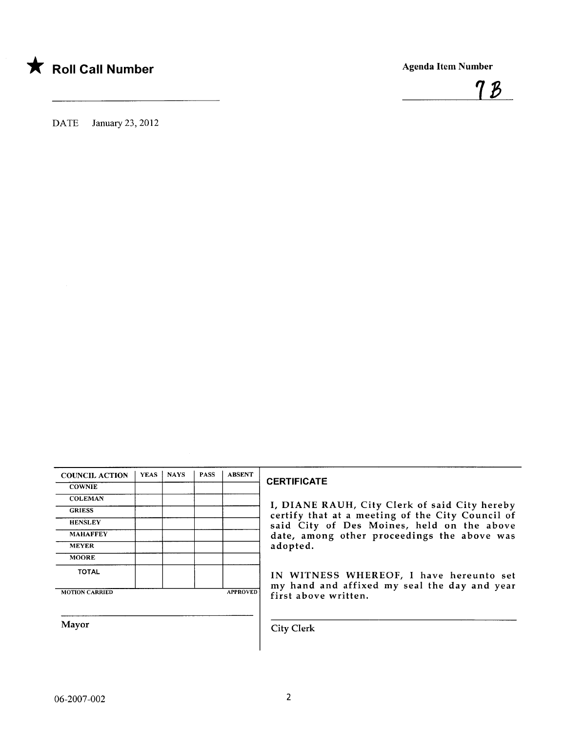★ **Roll Call Number**

**Agenda Item Number**

7B

DATE January 23, 2012

| COUNCIL ACTION | YEAS | NAYS | PASS | ABSENT |
|---|---|---|---|---|
| COWNIE | | | | |
| COLEMAN | | | | |
| GRIESS | | | | |
| HENSLEY | | | | |
| MAHAFFEY | | | | |
| MEYER | | | | |
| MOORE | | | | |
| TOTAL | | | | |

MOTION CARRIED APPROVED

Mayor

**CERTIFICATE**

I, DIANE RAUH, City Clerk of said City hereby certify that at a meeting of the City Council of said City of Des Moines, held on the above date, among other proceedings the above was adopted.

IN WITNESS WHEREOF, I have hereunto set my hand and affixed my seal the day and year first above written.

City Clerk

06-2007-002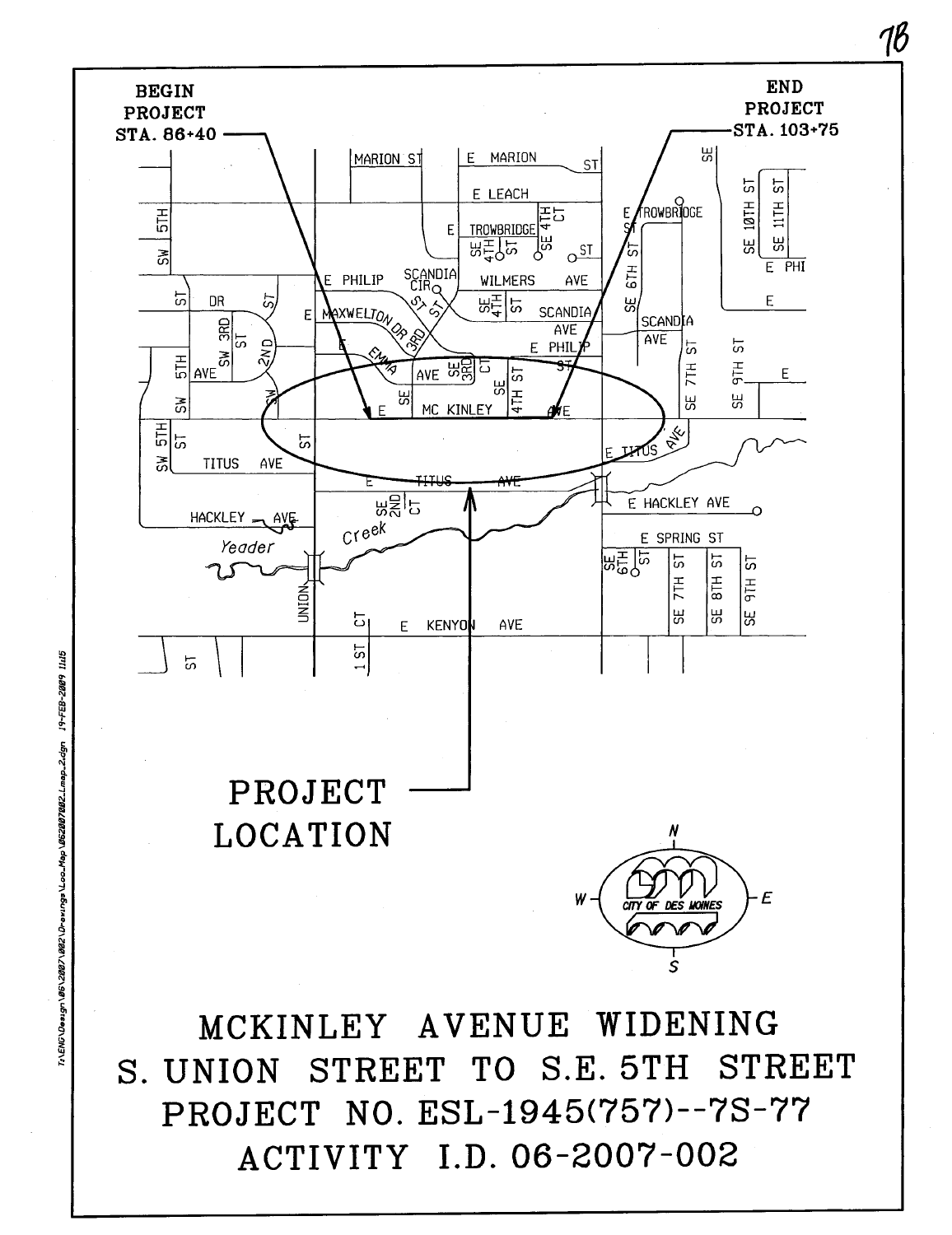78

**BEGIN PROJECT STA. 86+40**

**END PROJECT STA. 103+75**

MARION ST | E MARION ST | E LEACH | E TROWBRIDGE | SE 4TH ST | SE 4TH CT | E TROWBRIDGE ST | SE 10TH ST | SE 11TH ST | E PHI | SW 5TH | E PHILIP | SCANDIA CIR | WILMERS AVE | SE 4TH ST | SCANDIA AVE | SE 6TH ST | SCANDIA AVE | DR | ST | E MAXWELTON DR | 3RD ST | SW 3RD ST | 2ND | E PHILIP ST | SE 7TH ST | SE 9TH ST | E | SW 5TH | AVE | SW | EMMA | AVE | SE 3RD CT | SE 4TH ST | SE | E MC KINLEY AVE | SW 5TH ST | ST | TITUS AVE | E TITUS AVE | E TITUS AVE | SE 2ND CT | HACKLEY AVE | E HACKLEY AVE | Yeader Creek | E SPRING ST | SE 6TH ST | SE 7TH ST | SE 8TH ST | SE 9TH ST | UNION | CT | E KENYON AVE | ST | 1 ST

# PROJECT LOCATION

N | W | E | S

CITY OF DES MOINES

T:\ENG\Design\06\2007\002\Drawings\Loc_Map\06200702_Lmap_2.dgn 19-FEB-2009 11:15

# MCKINLEY AVENUE WIDENING
# S. UNION STREET TO S.E. 5TH STREET
# PROJECT NO. ESL-1945(757)--7S-77
# ACTIVITY I.D. 06-2007-002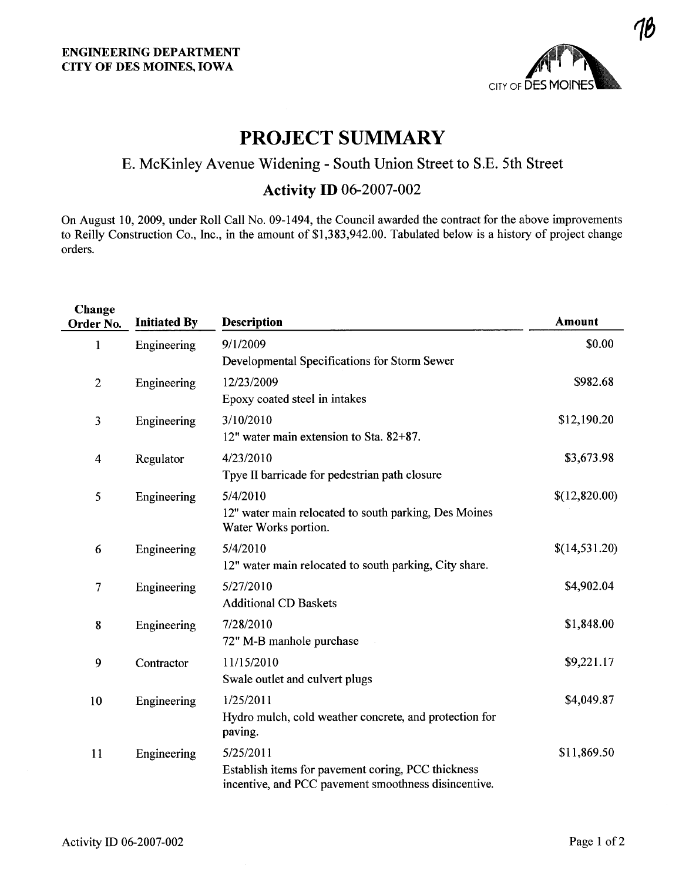7B

**ENGINEERING DEPARTMENT**
**CITY OF DES MOINES, IOWA**

CITY OF DES MOINES

# PROJECT SUMMARY

## E. McKinley Avenue Widening - South Union Street to S.E. 5th Street

### Activity ID 06-2007-002

On August 10, 2009, under Roll Call No. 09-1494, the Council awarded the contract for the above improvements to Reilly Construction Co., Inc., in the amount of $1,383,942.00. Tabulated below is a history of project change orders.

| Change Order No. | Initiated By | Description | Amount |
|---|---|---|---|
| 1 | Engineering | 9/1/2009<br>Developmental Specifications for Storm Sewer | $0.00 |
| 2 | Engineering | 12/23/2009<br>Epoxy coated steel in intakes | $982.68 |
| 3 | Engineering | 3/10/2010<br>12" water main extension to Sta. 82+87. | $12,190.20 |
| 4 | Regulator | 4/23/2010<br>Tpye II barricade for pedestrian path closure | $3,673.98 |
| 5 | Engineering | 5/4/2010<br>12" water main relocated to south parking, Des Moines Water Works portion. | $(12,820.00) |
| 6 | Engineering | 5/4/2010<br>12" water main relocated to south parking, City share. | $(14,531.20) |
| 7 | Engineering | 5/27/2010<br>Additional CD Baskets | $4,902.04 |
| 8 | Engineering | 7/28/2010<br>72" M-B manhole purchase | $1,848.00 |
| 9 | Contractor | 11/15/2010<br>Swale outlet and culvert plugs | $9,221.17 |
| 10 | Engineering | 1/25/2011<br>Hydro mulch, cold weather concrete, and protection for paving. | $4,049.87 |
| 11 | Engineering | 5/25/2011<br>Establish items for pavement coring, PCC thickness incentive, and PCC pavement smoothness disincentive. | $11,869.50 |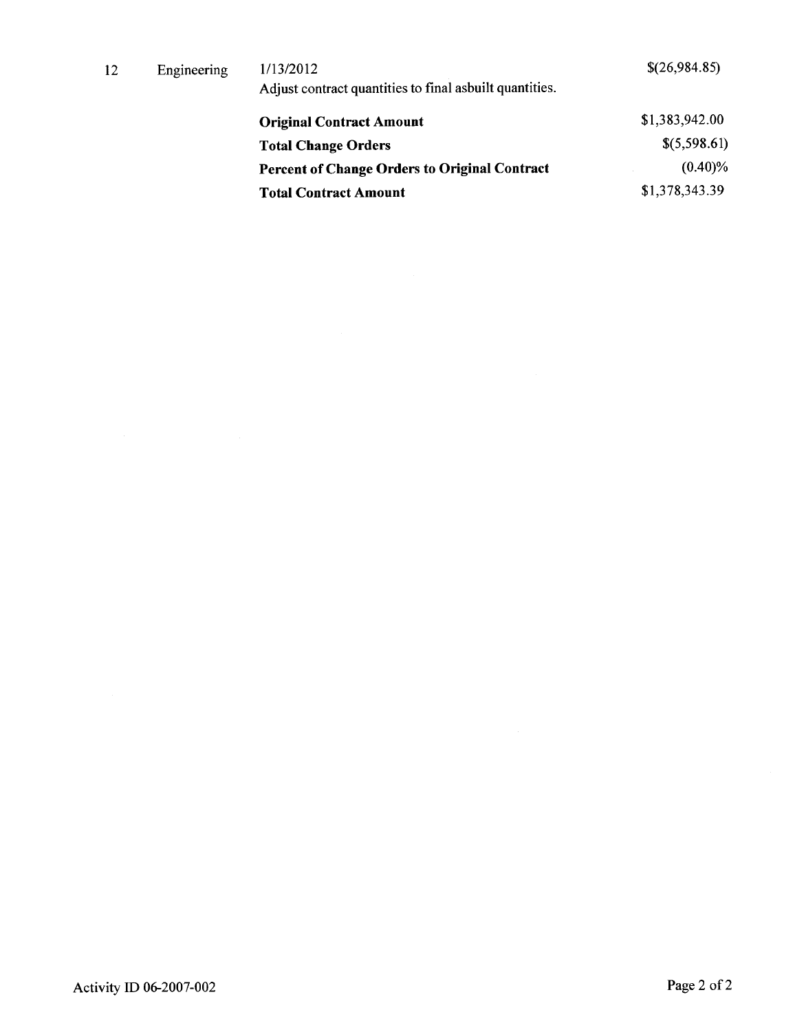| | | | |
|---|---|---|---|
| 12 | Engineering | 1/13/2012<br>Adjust contract quantities to final asbuilt quantities. | $(26,984.85) |
| | | **Original Contract Amount** | $1,383,942.00 |
| | | **Total Change Orders** | $(5,598.61) |
| | | **Percent of Change Orders to Original Contract** | (0.40)% |
| | | **Total Contract Amount** | $1,378,343.39 |

Activity ID 06-2007-002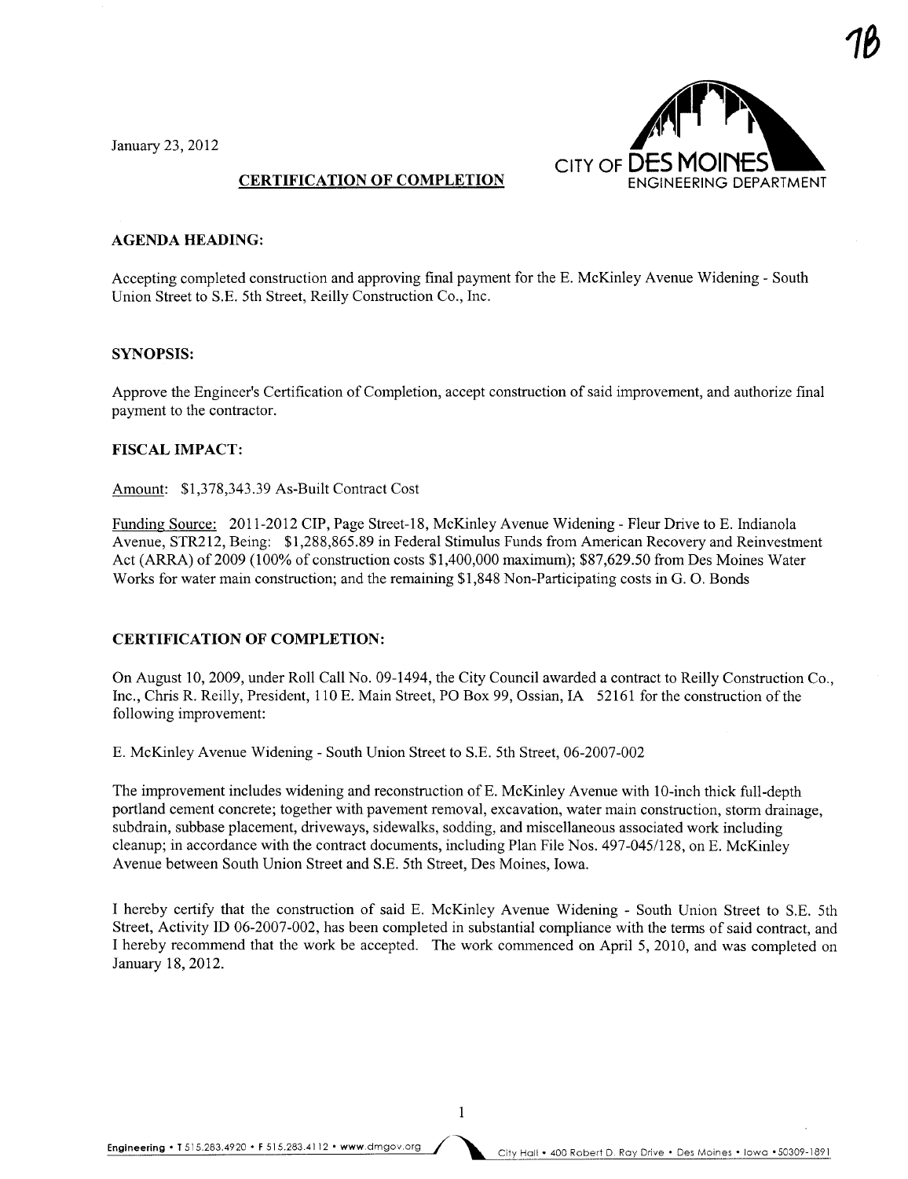7B

January 23, 2012

CITY OF DES MOINES ENGINEERING DEPARTMENT

**CERTIFICATION OF COMPLETION**

**AGENDA HEADING:**

Accepting completed construction and approving final payment for the E. McKinley Avenue Widening - South Union Street to S.E. 5th Street, Reilly Construction Co., Inc.

**SYNOPSIS:**

Approve the Engineer's Certification of Completion, accept construction of said improvement, and authorize final payment to the contractor.

**FISCAL IMPACT:**

Amount: $1,378,343.39 As-Built Contract Cost

Funding Source: 2011-2012 CIP, Page Street-18, McKinley Avenue Widening - Fleur Drive to E. Indianola Avenue, STR212, Being: $1,288,865.89 in Federal Stimulus Funds from American Recovery and Reinvestment Act (ARRA) of 2009 (100% of construction costs $1,400,000 maximum); $87,629.50 from Des Moines Water Works for water main construction; and the remaining $1,848 Non-Participating costs in G. O. Bonds

**CERTIFICATION OF COMPLETION:**

On August 10, 2009, under Roll Call No. 09-1494, the City Council awarded a contract to Reilly Construction Co., Inc., Chris R. Reilly, President, 110 E. Main Street, PO Box 99, Ossian, IA 52161 for the construction of the following improvement:

E. McKinley Avenue Widening - South Union Street to S.E. 5th Street, 06-2007-002

The improvement includes widening and reconstruction of E. McKinley Avenue with 10-inch thick full-depth portland cement concrete; together with pavement removal, excavation, water main construction, storm drainage, subdrain, subbase placement, driveways, sidewalks, sodding, and miscellaneous associated work including cleanup; in accordance with the contract documents, including Plan File Nos. 497-045/128, on E. McKinley Avenue between South Union Street and S.E. 5th Street, Des Moines, Iowa.

I hereby certify that the construction of said E. McKinley Avenue Widening - South Union Street to S.E. 5th Street, Activity ID 06-2007-002, has been completed in substantial compliance with the terms of said contract, and I hereby recommend that the work be accepted. The work commenced on April 5, 2010, and was completed on January 18, 2012.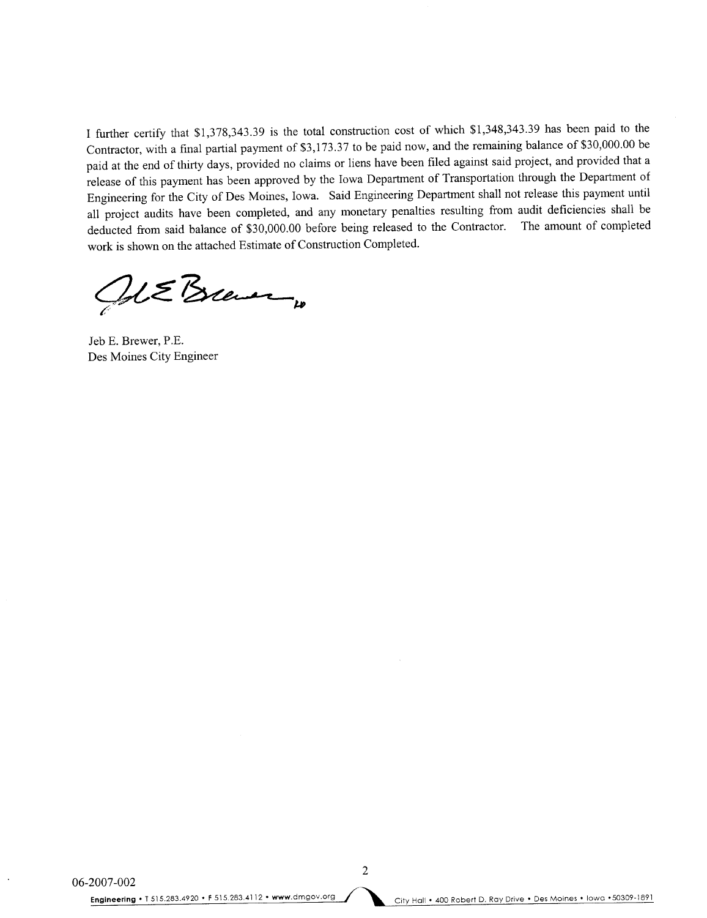I further certify that $1,378,343.39 is the total construction cost of which $1,348,343.39 has been paid to the Contractor, with a final partial payment of $3,173.37 to be paid now, and the remaining balance of $30,000.00 be paid at the end of thirty days, provided no claims or liens have been filed against said project, and provided that a release of this payment has been approved by the Iowa Department of Transportation through the Department of Engineering for the City of Des Moines, Iowa. Said Engineering Department shall not release this payment until all project audits have been completed, and any monetary penalties resulting from audit deficiencies shall be deducted from said balance of $30,000.00 before being released to the Contractor. The amount of completed work is shown on the attached Estimate of Construction Completed.

Jeb E. Brewer, P.E.
Des Moines City Engineer

06-2007-002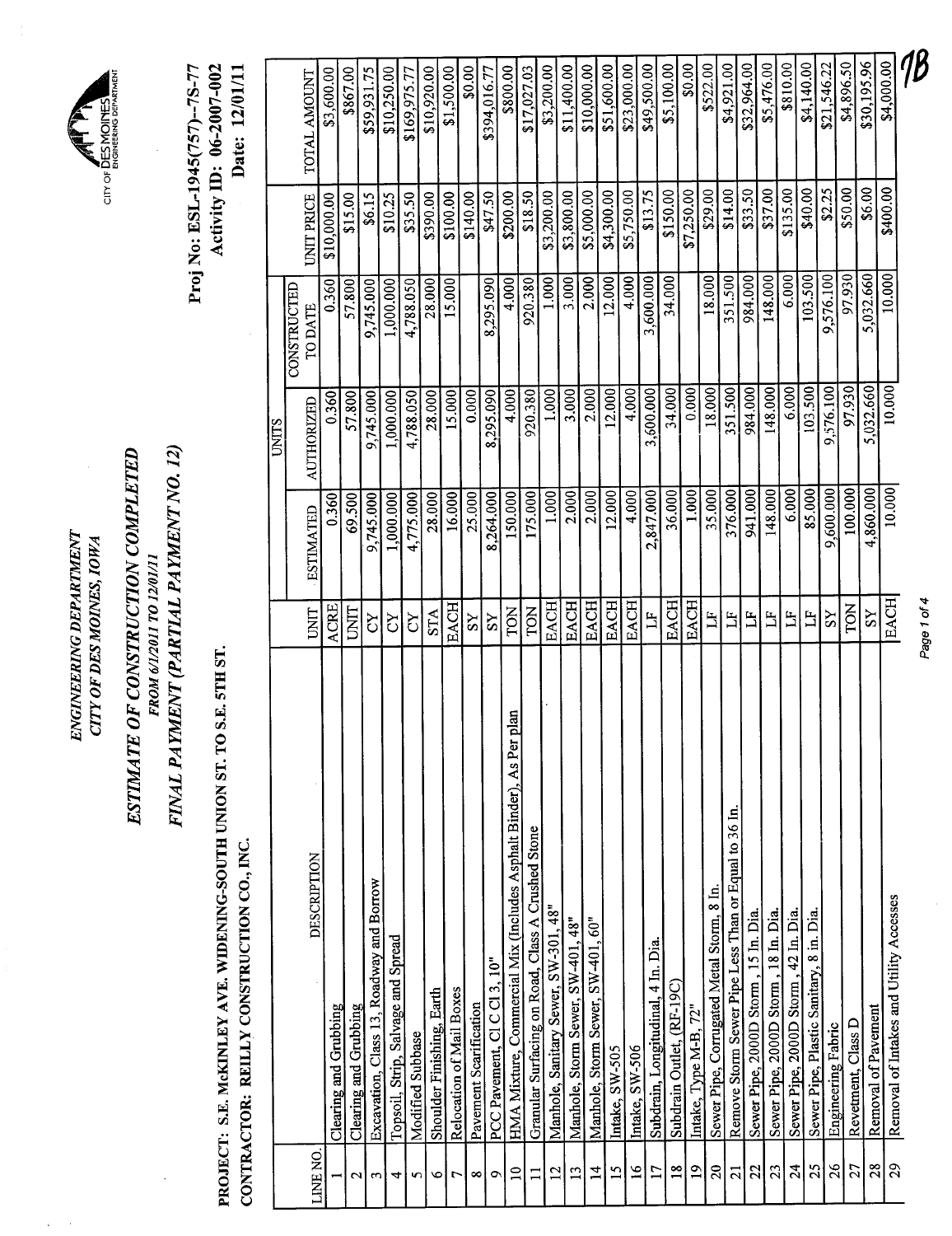ENGINEERING DEPARTMENT
CITY OF DES MOINES, IOWA

CITY OF DES MOINES ENGINEERING DEPARTMENT

# ESTIMATE OF CONSTRUCTION COMPLETED

*FROM 6/1/2011 TO 12/01/11*

## FINAL PAYMENT (PARTIAL PAYMENT NO. 12)

PROJECT: S.E. McKINLEY AVE. WIDENING-SOUTH UNION ST. TO S.E. 5TH ST.
CONTRACTOR: REILLY CONSTRUCTION CO., INC.

Proj No: ESL-1945(757)--7S-77
Activity ID: 06-2007-002
Date: 12/01/11

| LINE NO. | DESCRIPTION | UNIT | UNITS ESTIMATED | UNITS AUTHORIZED | UNITS CONSTRUCTED TO DATE | UNIT PRICE | TOTAL AMOUNT |
|---|---|---|---|---|---|---|---|
| 1 | Clearing and Grubbing | ACRE | 0.360 | 0.360 | 0.360 | $10,000.00 | $3,600.00 |
| 2 | Clearing and Grubbing | UNIT | 69.500 | 57.800 | 57.800 | $15.00 | $867.00 |
| 3 | Excavation, Class 13, Roadway and Borrow | CY | 9,745.000 | 9,745.000 | 9,745.000 | $6.15 | $59,931.75 |
| 4 | Topsoil, Strip, Salvage and Spread | CY | 1,000.000 | 1,000.000 | 1,000.000 | $10.25 | $10,250.00 |
| 5 | Modified Subbase | CY | 4,775.000 | 4,788.050 | 4,788.050 | $35.50 | $169,975.77 |
| 6 | Shoulder Finishing, Earth | STA | 28.000 | 28.000 | 28.000 | $390.00 | $10,920.00 |
| 7 | Relocation of Mail Boxes | EACH | 16.000 | 15.000 | 15.000 | $100.00 | $1,500.00 |
| 8 | Pavement Scarification | SY | 25.000 | 0.000 | | $140.00 | $0.00 |
| 9 | PCC Pavement, Cl C Cl 3, 10" | SY | 8,264.000 | 8,295.090 | 8,295.090 | $47.50 | $394,016.77 |
| 10 | HMA Mixture, Commercial Mix (Includes Asphalt Binder), As Per plan | TON | 150.000 | 4.000 | 4.000 | $200.00 | $800.00 |
| 11 | Granular Surfacing on Road, Class A Crushed Stone | TON | 175.000 | 920.380 | 920.380 | $18.50 | $17,027.03 |
| 12 | Manhole, Sanitary Sewer, SW-301, 48" | EACH | 1.000 | 1.000 | 1.000 | $3,200.00 | $3,200.00 |
| 13 | Manhole, Storm Sewer, SW-401, 48" | EACH | 2.000 | 3.000 | 3.000 | $3,800.00 | $11,400.00 |
| 14 | Manhole, Storm Sewer, SW-401, 60" | EACH | 2.000 | 2.000 | 2.000 | $5,000.00 | $10,000.00 |
| 15 | Intake, SW-505 | EACH | 12.000 | 12.000 | 12.000 | $4,300.00 | $51,600.00 |
| 16 | Intake, SW-506 | EACH | 4.000 | 4.000 | 4.000 | $5,750.00 | $23,000.00 |
| 17 | Subdrain, Longitudinal, 4 In. Dia. | LF | 2,847.000 | 3,600.000 | 3,600.000 | $13.75 | $49,500.00 |
| 18 | Subdrain Outlet, (RF-19C) | EACH | 36.000 | 34.000 | 34.000 | $150.00 | $5,100.00 |
| 19 | Intake, Type M-B, 72" | EACH | 1.000 | 0.000 | | $7,250.00 | $0.00 |
| 20 | Sewer Pipe, Corrugated Metal Storm, 8 In. | LF | 35.000 | 18.000 | 18.000 | $29.00 | $522.00 |
| 21 | Remove Storm Sewer Pipe Less Than or Equal to 36 In. | LF | 376.000 | 351.500 | 351.500 | $14.00 | $4,921.00 |
| 22 | Sewer Pipe, 2000D Storm , 15 In. Dia. | LF | 941.000 | 984.000 | 984.000 | $33.50 | $32,964.00 |
| 23 | Sewer Pipe, 2000D Storm , 18 In. Dia. | LF | 148.000 | 148.000 | 148.000 | $37.00 | $5,476.00 |
| 24 | Sewer Pipe, 2000D Storm , 42 In. Dia. | LF | 6.000 | 6.000 | 6.000 | $135.00 | $810.00 |
| 25 | Sewer Pipe, Plastic Sanitary, 8 in. Dia. | LF | 85.000 | 103.500 | 103.500 | $40.00 | $4,140.00 |
| 26 | Engineering Fabric | SY | 9,600.000 | 9,576.100 | 9,576.100 | $2.25 | $21,546.22 |
| 27 | Revetment, Class D | TON | 100.000 | 97.930 | 97.930 | $50.00 | $4,896.50 |
| 28 | Removal of Pavement | SY | 4,860.000 | 5,032.660 | 5,032.660 | $6.00 | $30,195.96 |
| 29 | Removal of Intakes and Utility Accesses | EACH | 10.000 | 10.000 | 10.000 | $400.00 | $4,000.00 |

7B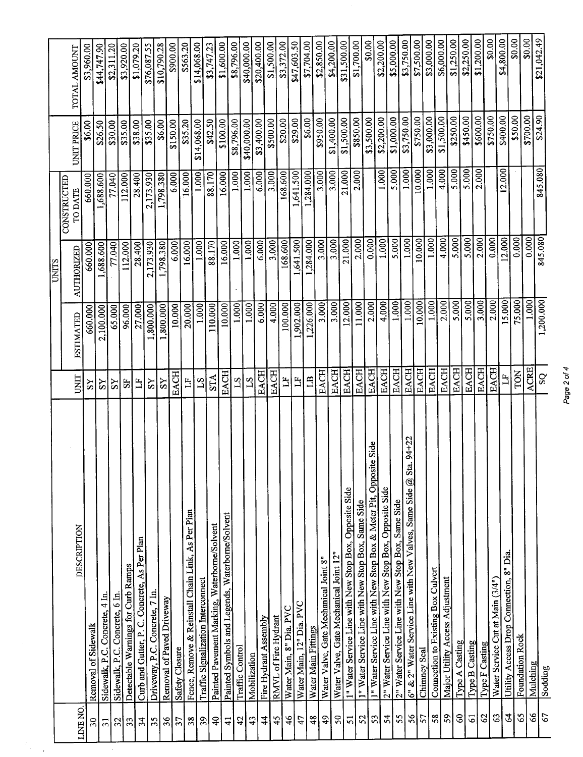| LINE NO. | DESCRIPTION | UNIT | UNITS | | | UNIT PRICE | TOTAL AMOUNT |
|---|---|---|---|---|---|---|---|
| | | | ESTIMATED | AUTHORIZED | CONSTRUCTED TO DATE | | |
| 30 | Removal of Sidewalk | SY | 660.000 | 660.000 | 660.000 | $6.00 | $3,960.00 |
| 31 | Sidewalk, P.C. Concrete, 4 In. | SY | 2,100.000 | 1,688.600 | 1,688.600 | $26.50 | $44,747.90 |
| 32 | Sidewalk, P.C. Concrete, 6 In. | SY | 65.000 | 77.040 | 77.040 | $30.00 | $2,311.20 |
| 33 | Detectable Warnings for Curb Ramps | SF | 96.000 | 112.000 | 112.000 | $35.00 | $3,920.00 |
| 34 | Curb and Gutter, P. C. Concrete, As Per Plan | LF | 27.000 | 28.400 | 28.400 | $38.00 | $1,079.20 |
| 35 | Driveway, P.C. Concrete, 7 In. | SY | 1,800.000 | 2,173.930 | 2,173.930 | $35.00 | $76,087.55 |
| 36 | Removal of Paved Driveway | SY | 1,800.000 | 1,798.380 | 1,798.380 | $6.00 | $10,790.28 |
| 37 | Safety Closure | EACH | 10.000 | 6.000 | 6.000 | $150.00 | $900.00 |
| 38 | Fence, Remove & Reinstall Chain Link, As Per Plan | LF | 20.000 | 16.000 | 16.000 | $35.20 | $563.20 |
| 39 | Traffic Signalization Interconnect | LS | 1.000 | 1.000 | 1.000 | $14,068.00 | $14,068.00 |
| 40 | Painted Pavement Marking, Waterborne/Solvent | STA | 110.000 | 88.170 | 88.170 | $42.50 | $3,747.23 |
| 41 | Painted Symbols and Legends, Waterborne/Solvent | EACH | 10.000 | 16.000 | 16.000 | $100.00 | $1,600.00 |
| 42 | Traffic Control | LS | 1.000 | 1.000 | 1.000 | $8,796.00 | $8,796.00 |
| 43 | Mobilization | LS | 1.000 | 1.000 | 1.000 | $40,000.00 | $40,000.00 |
| 44 | Fire Hydrant Assembly | EACH | 6.000 | 6.000 | 6.000 | $3,400.00 | $20,400.00 |
| 45 | RMVL of Fire Hydrant | EACH | 4.000 | 3.000 | 3.000 | $500.00 | $1,500.00 |
| 46 | Water Main, 8" Dia. PVC | LF | 100.000 | 168.600 | 168.600 | $20.00 | $3,372.00 |
| 47 | Water Main, 12" Dia. PVC | LF | 1,902.000 | 1,641.500 | 1,641.500 | $29.00 | $47,603.50 |
| 48 | Water Main Fittings | LB | 1,226.000 | 1,284.000 | 1,284.000 | $6.00 | $7,704.00 |
| 49 | Water Valve, Gate Mechanical Joint 8" | EACH | 3.000 | 3.000 | 3.000 | $950.00 | $2,850.00 |
| 50 | Water Valve, Gate Mechanical Joint 12" | EACH | 3.000 | 3.000 | 3.000 | $1,400.00 | $4,200.00 |
| 51 | 1" Water Service Line with New Stop Box, Opposite Side | EACH | 12.000 | 21.000 | 21.000 | $1,500.00 | $31,500.00 |
| 52 | 1" Water Service Line with New Stop Box, Same Side | EACH | 11.000 | 2.000 | 2.000 | $850.00 | $1,700.00 |
| 53 | 1" Water Service Line with New Stop Box & Meter Pit, Opposite Side | EACH | 2.000 | 0.000 | | $3,500.00 | $0.00 |
| 54 | 2" Water Service Line with New Stop Box, Opposite Side | EACH | 4.000 | 1.000 | 1.000 | $2,200.00 | $2,200.00 |
| 55 | 2" Water Service Line with New Stop Box, Same Side | EACH | 1.000 | 5.000 | 5.000 | $1,000.00 | $5,000.00 |
| 56 | 6" & 2" Water Service Line with New Valves, Same Side @ Sta. 94+22 | EACH | 1.000 | 1.000 | 1.000 | $3,750.00 | $3,750.00 |
| 57 | Chimney Seal | EACH | 10.000 | 10.000 | 10.000 | $750.00 | $7,500.00 |
| 58 | Connection to Existing Box Culvert | EACH | 1.000 | 1.000 | 1.000 | $3,000.00 | $3,000.00 |
| 59 | Major Utility Access Adjustment | EACH | 2.000 | 4.000 | 4.000 | $1,500.00 | $6,000.00 |
| 60 | Type A Casting | EACH | 5.000 | 5.000 | 5.000 | $250.00 | $1,250.00 |
| 61 | Type B Casting | EACH | 5.000 | 5.000 | 5.000 | $450.00 | $2,250.00 |
| 62 | Type F Casting | EACH | 3.000 | 2.000 | 2.000 | $600.00 | $1,200.00 |
| 63 | Water Service Cut at Main (3/4") | EACH | 2.000 | 0.000 | | $750.00 | $0.00 |
| 64 | Utility Access Drop Connection, 8" Dia. | LF | 15.000 | 12.000 | 12.000 | $400.00 | $4,800.00 |
| 65 | Foundation Rock | TON | 75.000 | 0.000 | | $50.00 | $0.00 |
| 66 | Mulching | ACRE | 1.000 | 0.000 | | $700.00 | $0.00 |
| 67 | Sodding | SQ | 1,200.000 | 845.080 | 845.080 | $24.90 | $21,042.49 |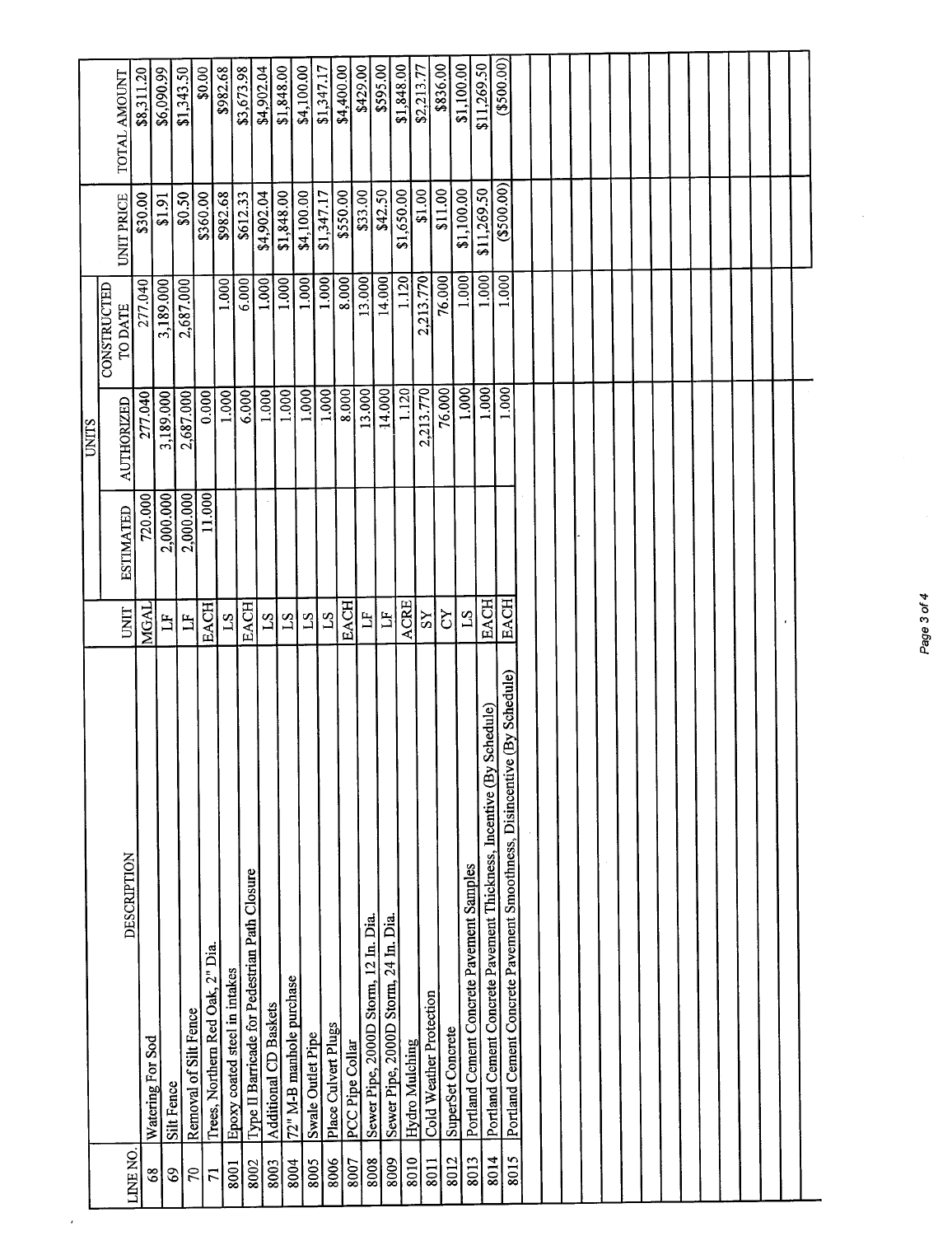| LINE NO. | DESCRIPTION | UNIT | UNITS | | | UNIT PRICE | TOTAL AMOUNT |
|---|---|---|---|---|---|---|---|
| | | | ESTIMATED | AUTHORIZED | CONSTRUCTED TO DATE | | |
| 68 | Watering For Sod | MGAL | 720.000 | 277.040 | 277.040 | $30.00 | $8,311.20 |
| 69 | Silt Fence | LF | 2,000.000 | 3,189.000 | 3,189.000 | $1.91 | $6,090.99 |
| 70 | Removal of Silt Fence | LF | 2,000.000 | 2,687.000 | 2,687.000 | $0.50 | $1,343.50 |
| 71 | Trees, Northern Red Oak, 2" Dia. | EACH | 11.000 | 0.000 | | $360.00 | $0.00 |
| 8001 | Epoxy coated steel in intakes | LS | | 1.000 | 1.000 | $982.68 | $982.68 |
| 8002 | Type II Barricade for Pedestrian Path Closure | EACH | | 6.000 | 6.000 | $612.33 | $3,673.98 |
| 8003 | Additional CD Baskets | LS | | 1.000 | 1.000 | $4,902.04 | $4,902.04 |
| 8004 | 72" M-B manhole purchase | LS | | 1.000 | 1.000 | $1,848.00 | $1,848.00 |
| 8005 | Swale Outlet Pipe | LS | | 1.000 | 1.000 | $4,100.00 | $4,100.00 |
| 8006 | Place Culvert Plugs | LS | | 1.000 | 1.000 | $1,347.17 | $1,347.17 |
| 8007 | PCC Pipe Collar | EACH | | 8.000 | 8.000 | $550.00 | $4,400.00 |
| 8008 | Sewer Pipe, 2000D Storm, 12 In. Dia. | LF | | 13.000 | 13.000 | $33.00 | $429.00 |
| 8009 | Sewer Pipe, 2000D Storm, 24 In. Dia. | LF | | 14.000 | 14.000 | $42.50 | $595.00 |
| 8010 | Hydro Mulching | ACRE | | 1.120 | 1.120 | $1,650.00 | $1,848.00 |
| 8011 | Cold Weather Protection | SY | | 2,213.770 | 2,213.770 | $1.00 | $2,213.77 |
| 8012 | SuperSet Concrete | CY | | 76.000 | 76.000 | $11.00 | $836.00 |
| 8013 | Portland Cement Concrete Pavement Samples | LS | | 1.000 | 1.000 | $1,100.00 | $1,100.00 |
| 8014 | Portland Cement Concrete Pavement Thickness, Incentive (By Schedule) | EACH | | 1.000 | 1.000 | $11,269.50 | $11,269.50 |
| 8015 | Portland Cement Concrete Pavement Smoothness, Disincentive (By Schedule) | EACH | | 1.000 | 1.000 | ($500.00) | ($500.00) |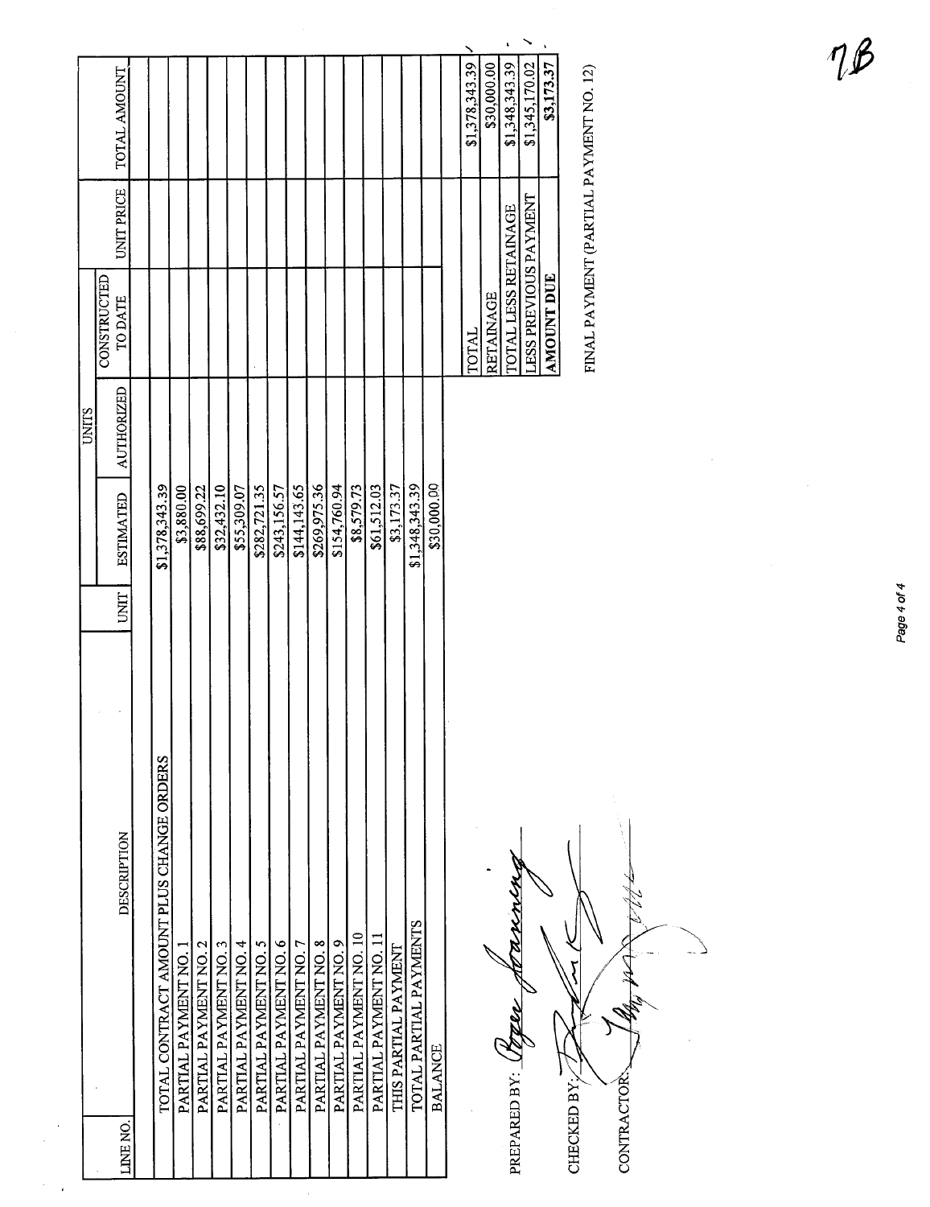| LINE NO. | DESCRIPTION | UNIT | UNITS | | | UNIT PRICE | TOTAL AMOUNT |
|---|---|---|---|---|---|---|---|
| | | | ESTIMATED | AUTHORIZED | CONSTRUCTED TO DATE | | |
| | TOTAL CONTRACT AMOUNT PLUS CHANGE ORDERS | | $1,378,343.39 | | | | |
| | PARTIAL PAYMENT NO.1 | | $3,880.00 | | | | |
| | PARTIAL PAYMENT NO.2 | | $88,699.22 | | | | |
| | PARTIAL PAYMENT NO.3 | | $32,432.10 | | | | |
| | PARTIAL PAYMENT NO.4 | | $55,309.07 | | | | |
| | PARTIAL PAYMENT NO.5 | | $282,721.35 | | | | |
| | PARTIAL PAYMENT NO.6 | | $243,156.57 | | | | |
| | PARTIAL PAYMENT NO.7 | | $144,143.65 | | | | |
| | PARTIAL PAYMENT NO.8 | | $269,975.36 | | | | |
| | PARTIAL PAYMENT NO.9 | | $154,760.94 | | | | |
| | PARTIAL PAYMENT NO.10 | | $8,579.73 | | | | |
| | PARTIAL PAYMENT NO.11 | | $61,512.03 | | | | |
| | THIS PARTIAL PAYMENT | | $3,173.37 | | | | |
| | TOTAL PARTIAL PAYMENTS | | $1,348,343.39 | | | | |
| | BALANCE | | $30,000.00 | | | | |

| | |
|---|---|
| TOTAL | $1,378,343.39 |
| RETAINAGE | $30,000.00 |
| TOTAL LESS RETAINAGE | $1,348,343.39 |
| LESS PREVIOUS PAYMENT | $1,345,170.02 |
| **AMOUNT DUE** | **$3,173.37** |

FINAL PAYMENT (PARTIAL PAYMENT NO. 12)

PREPARED BY: Roger Sowning

CHECKED BY: ______

CONTRACTOR: ______

7B